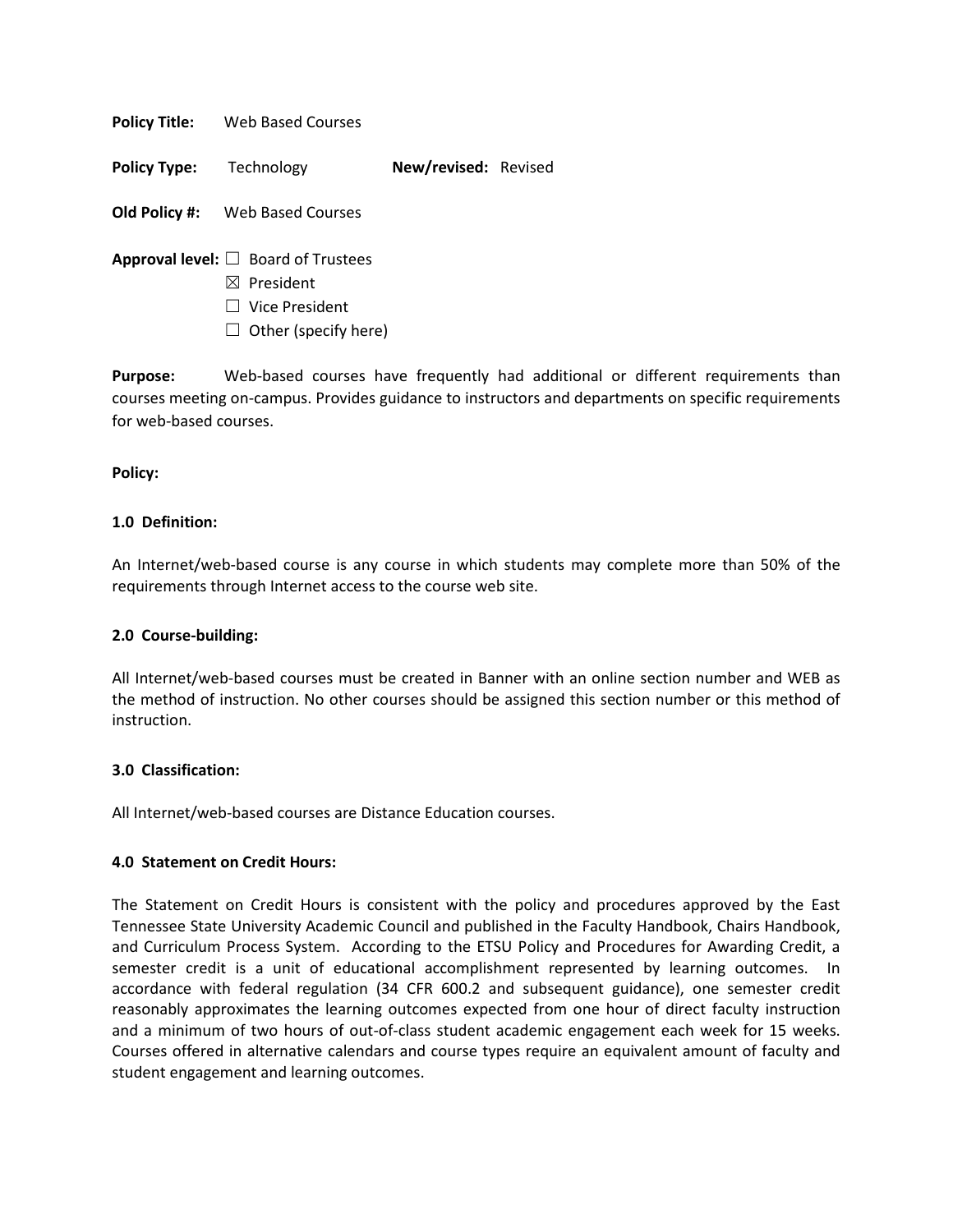**Policy Title:** Web Based Courses

**Policy Type:** Technology **New/revised:** Revised

**Old Policy #:** Web Based Courses

**Approval level:**
- ☐ Board of Trustees
- ☒ President
- ☐ Vice President
- ☐ Other (specify here)

**Purpose:** Web-based courses have frequently had additional or different requirements than courses meeting on-campus. Provides guidance to instructors and departments on specific requirements for web-based courses.

**Policy:**

**1.0 Definition:**

An Internet/web-based course is any course in which students may complete more than 50% of the requirements through Internet access to the course web site.

**2.0 Course-building:**

All Internet/web-based courses must be created in Banner with an online section number and WEB as the method of instruction. No other courses should be assigned this section number or this method of instruction.

**3.0 Classification:**

All Internet/web-based courses are Distance Education courses.

**4.0 Statement on Credit Hours:**

The Statement on Credit Hours is consistent with the policy and procedures approved by the East Tennessee State University Academic Council and published in the Faculty Handbook, Chairs Handbook, and Curriculum Process System. According to the ETSU Policy and Procedures for Awarding Credit, a semester credit is a unit of educational accomplishment represented by learning outcomes. In accordance with federal regulation (34 CFR 600.2 and subsequent guidance), one semester credit reasonably approximates the learning outcomes expected from one hour of direct faculty instruction and a minimum of two hours of out-of-class student academic engagement each week for 15 weeks. Courses offered in alternative calendars and course types require an equivalent amount of faculty and student engagement and learning outcomes.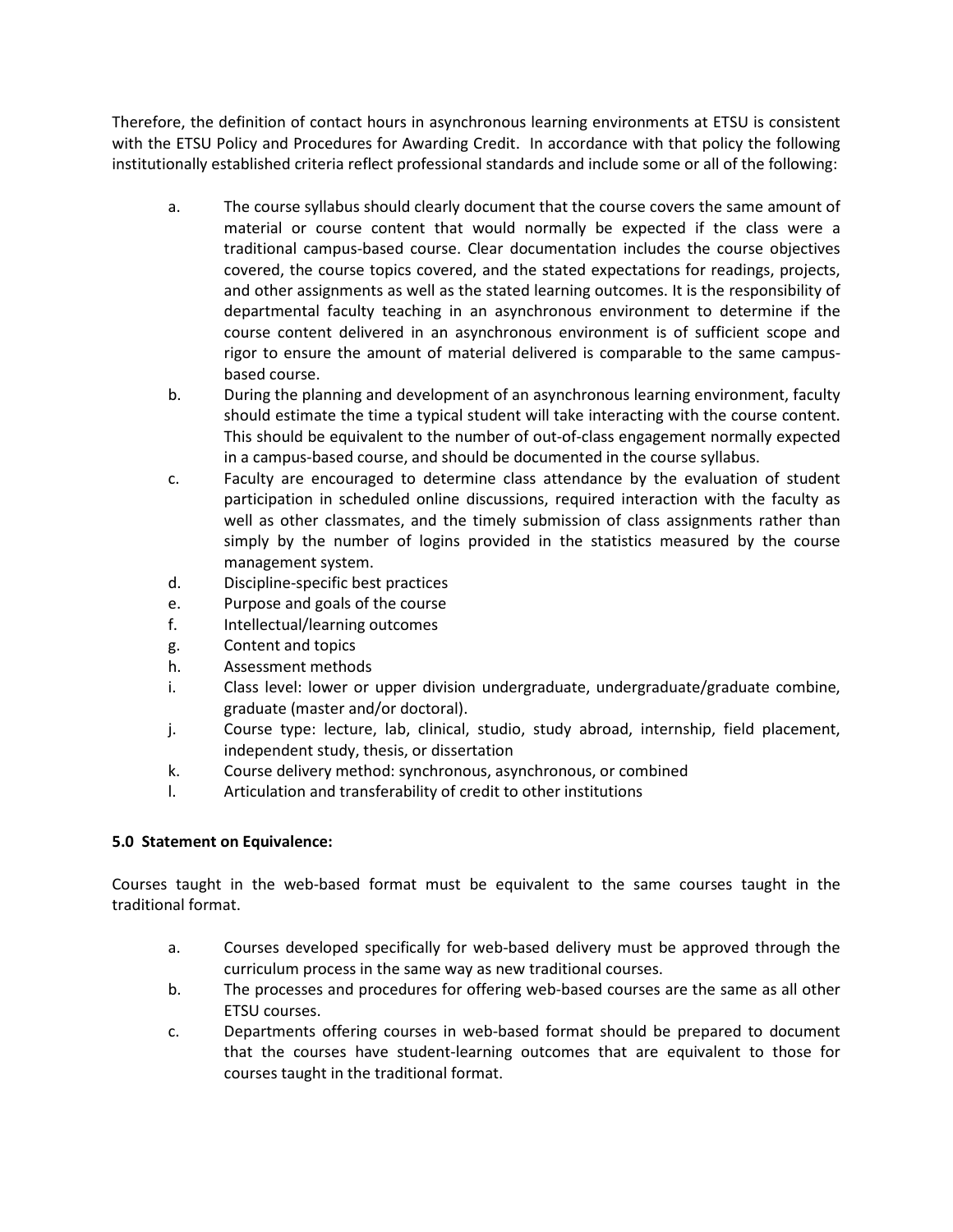Therefore, the definition of contact hours in asynchronous learning environments at ETSU is consistent with the ETSU Policy and Procedures for Awarding Credit. In accordance with that policy the following institutionally established criteria reflect professional standards and include some or all of the following:

a. The course syllabus should clearly document that the course covers the same amount of material or course content that would normally be expected if the class were a traditional campus-based course. Clear documentation includes the course objectives covered, the course topics covered, and the stated expectations for readings, projects, and other assignments as well as the stated learning outcomes. It is the responsibility of departmental faculty teaching in an asynchronous environment to determine if the course content delivered in an asynchronous environment is of sufficient scope and rigor to ensure the amount of material delivered is comparable to the same campus-based course.
b. During the planning and development of an asynchronous learning environment, faculty should estimate the time a typical student will take interacting with the course content. This should be equivalent to the number of out-of-class engagement normally expected in a campus-based course, and should be documented in the course syllabus.
c. Faculty are encouraged to determine class attendance by the evaluation of student participation in scheduled online discussions, required interaction with the faculty as well as other classmates, and the timely submission of class assignments rather than simply by the number of logins provided in the statistics measured by the course management system.
d. Discipline-specific best practices
e. Purpose and goals of the course
f. Intellectual/learning outcomes
g. Content and topics
h. Assessment methods
i. Class level: lower or upper division undergraduate, undergraduate/graduate combine, graduate (master and/or doctoral).
j. Course type: lecture, lab, clinical, studio, study abroad, internship, field placement, independent study, thesis, or dissertation
k. Course delivery method: synchronous, asynchronous, or combined
l. Articulation and transferability of credit to other institutions

**5.0 Statement on Equivalence:**

Courses taught in the web-based format must be equivalent to the same courses taught in the traditional format.

a. Courses developed specifically for web-based delivery must be approved through the curriculum process in the same way as new traditional courses.
b. The processes and procedures for offering web-based courses are the same as all other ETSU courses.
c. Departments offering courses in web-based format should be prepared to document that the courses have student-learning outcomes that are equivalent to those for courses taught in the traditional format.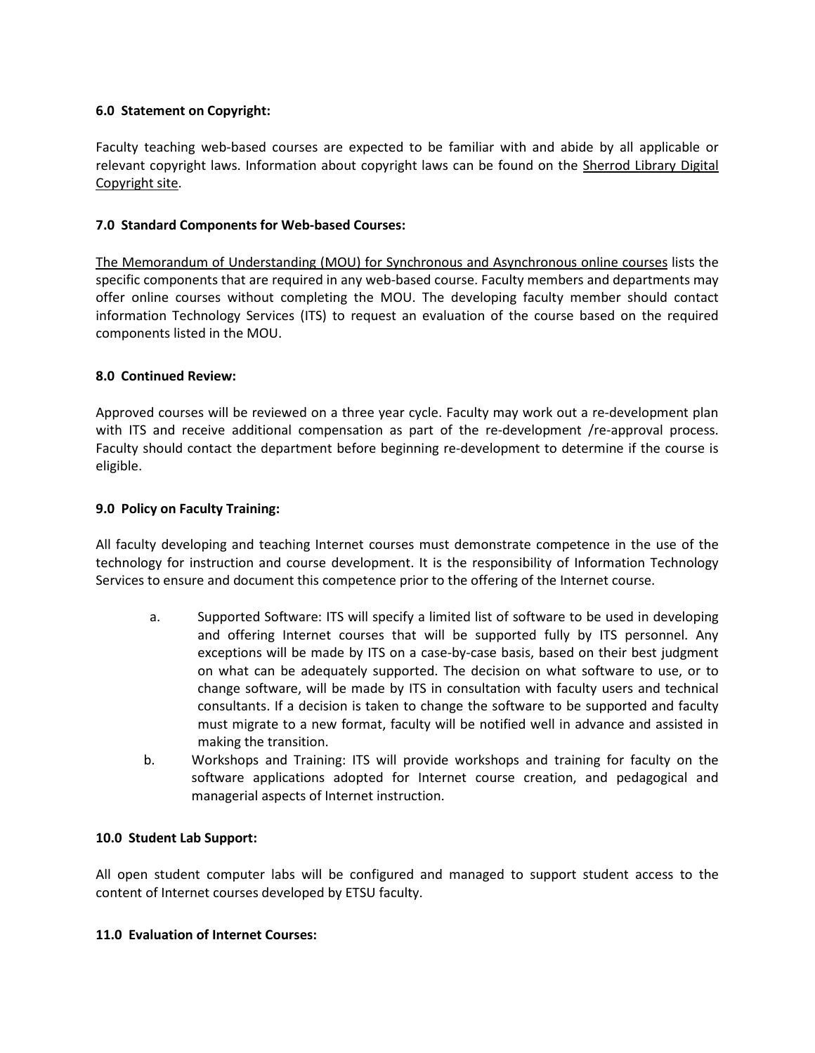**6.0 Statement on Copyright:**

Faculty teaching web-based courses are expected to be familiar with and abide by all applicable or relevant copyright laws. Information about copyright laws can be found on the Sherrod Library Digital Copyright site.

**7.0 Standard Components for Web-based Courses:**

The Memorandum of Understanding (MOU) for Synchronous and Asynchronous online courses lists the specific components that are required in any web-based course. Faculty members and departments may offer online courses without completing the MOU. The developing faculty member should contact information Technology Services (ITS) to request an evaluation of the course based on the required components listed in the MOU.

**8.0 Continued Review:**

Approved courses will be reviewed on a three year cycle. Faculty may work out a re-development plan with ITS and receive additional compensation as part of the re-development /re-approval process. Faculty should contact the department before beginning re-development to determine if the course is eligible.

**9.0 Policy on Faculty Training:**

All faculty developing and teaching Internet courses must demonstrate competence in the use of the technology for instruction and course development. It is the responsibility of Information Technology Services to ensure and document this competence prior to the offering of the Internet course.

a. Supported Software: ITS will specify a limited list of software to be used in developing and offering Internet courses that will be supported fully by ITS personnel. Any exceptions will be made by ITS on a case-by-case basis, based on their best judgment on what can be adequately supported. The decision on what software to use, or to change software, will be made by ITS in consultation with faculty users and technical consultants. If a decision is taken to change the software to be supported and faculty must migrate to a new format, faculty will be notified well in advance and assisted in making the transition.

b. Workshops and Training: ITS will provide workshops and training for faculty on the software applications adopted for Internet course creation, and pedagogical and managerial aspects of Internet instruction.

**10.0 Student Lab Support:**

All open student computer labs will be configured and managed to support student access to the content of Internet courses developed by ETSU faculty.

**11.0 Evaluation of Internet Courses:**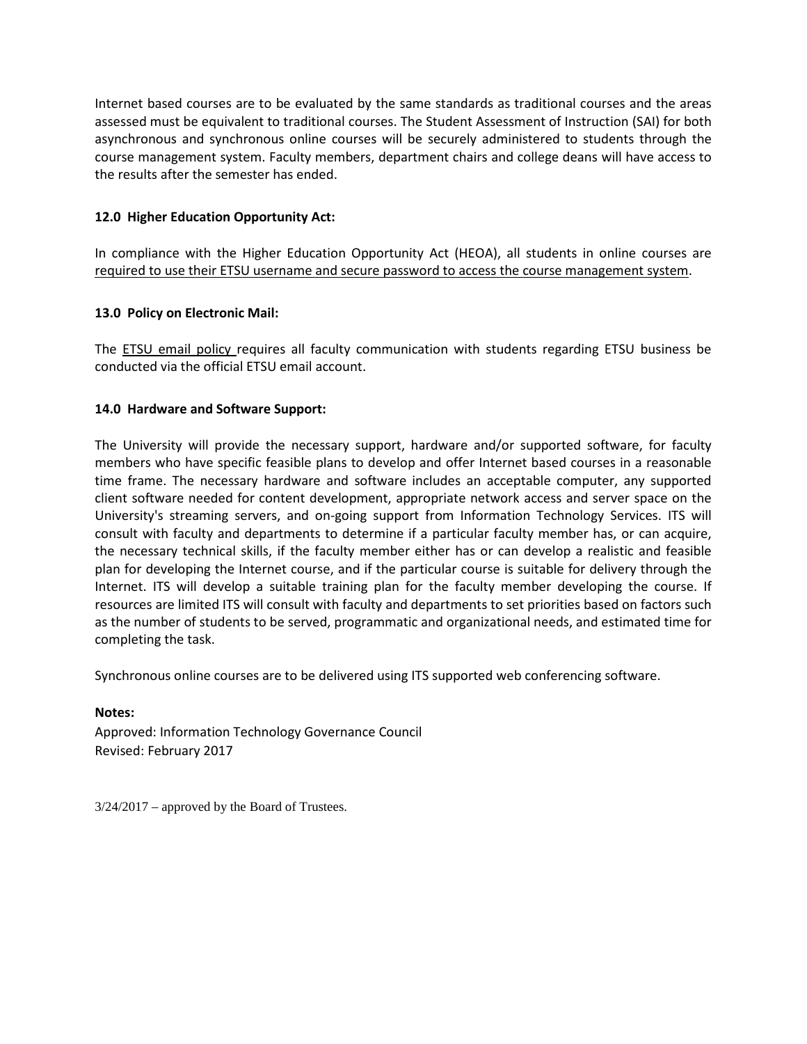Internet based courses are to be evaluated by the same standards as traditional courses and the areas assessed must be equivalent to traditional courses. The Student Assessment of Instruction (SAI) for both asynchronous and synchronous online courses will be securely administered to students through the course management system. Faculty members, department chairs and college deans will have access to the results after the semester has ended.

**12.0 Higher Education Opportunity Act:**

In compliance with the Higher Education Opportunity Act (HEOA), all students in online courses are required to use their ETSU username and secure password to access the course management system.

**13.0 Policy on Electronic Mail:**

The ETSU email policy requires all faculty communication with students regarding ETSU business be conducted via the official ETSU email account.

**14.0 Hardware and Software Support:**

The University will provide the necessary support, hardware and/or supported software, for faculty members who have specific feasible plans to develop and offer Internet based courses in a reasonable time frame. The necessary hardware and software includes an acceptable computer, any supported client software needed for content development, appropriate network access and server space on the University's streaming servers, and on-going support from Information Technology Services. ITS will consult with faculty and departments to determine if a particular faculty member has, or can acquire, the necessary technical skills, if the faculty member either has or can develop a realistic and feasible plan for developing the Internet course, and if the particular course is suitable for delivery through the Internet. ITS will develop a suitable training plan for the faculty member developing the course. If resources are limited ITS will consult with faculty and departments to set priorities based on factors such as the number of students to be served, programmatic and organizational needs, and estimated time for completing the task.

Synchronous online courses are to be delivered using ITS supported web conferencing software.

**Notes:**
Approved: Information Technology Governance Council
Revised: February 2017

3/24/2017 – approved by the Board of Trustees.